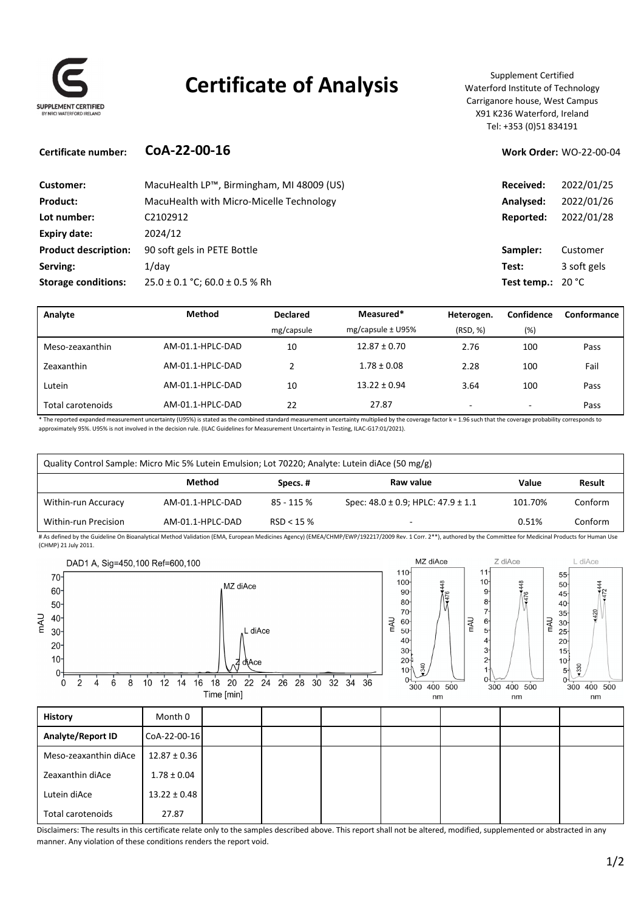# Certificate of Analysis

SUPPLEMENT CERTIFIED BY NRCI WATERFORD IRELAND

Supplement Certified
Waterford Institute of Technology
Carriganore house, West Campus
X91 K236 Waterford, Ireland
Tel: +353 (0)51 834191

**Certificate number:** **CoA-22-00-16**

**Work Order:** WO-22-00-04

| | | | |
|---|---|---|---|
| **Customer:** | MacuHealth LP™, Birmingham, MI 48009 (US) | **Received:** | 2022/01/25 |
| **Product:** | MacuHealth with Micro-Micelle Technology | **Analysed:** | 2022/01/26 |
| **Lot number:** | C2102912 | **Reported:** | 2022/01/28 |
| **Expiry date:** | 2024/12 | | |
| **Product description:** | 90 soft gels in PETE Bottle | **Sampler:** | Customer |
| **Serving:** | 1/day | **Test:** | 3 soft gels |
| **Storage conditions:** | 25.0 ± 0.1 °C; 60.0 ± 0.5 % Rh | **Test temp.:** | 20 °C |

| Analyte | Method | Declared<br>mg/capsule | Measured*<br>mg/capsule ± U95% | Heterogen.<br>(RSD, %) | Confidence<br>(%) | Conformance |
|---|---|---|---|---|---|---|
| Meso-zeaxanthin | AM-01.1-HPLC-DAD | 10 | 12.87 ± 0.70 | 2.76 | 100 | Pass |
| Zeaxanthin | AM-01.1-HPLC-DAD | 2 | 1.78 ± 0.08 | 2.28 | 100 | Fail |
| Lutein | AM-01.1-HPLC-DAD | 10 | 13.22 ± 0.94 | 3.64 | 100 | Pass |
| Total carotenoids | AM-01.1-HPLC-DAD | 22 | 27.87 | - | - | Pass |

\* The reported expanded measurement uncertainty (U95%) is stated as the combined standard measurement uncertainty multiplied by the coverage factor k = 1.96 such that the coverage probability corresponds to approximately 95%. U95% is not involved in the decision rule. (ILAC Guidelines for Measurement Uncertainty in Testing, ILAC-G17:01/2021).

| Quality Control Sample: Micro Mic 5% Lutein Emulsion; Lot 70220; Analyte: Lutein diAce (50 mg/g) | | | | | |
|---|---|---|---|---|---|
| | **Method** | **Specs. #** | **Raw value** | **Value** | **Result** |
| Within-run Accuracy | AM-01.1-HPLC-DAD | 85 - 115 % | Spec: 48.0 ± 0.9; HPLC: 47.9 ± 1.1 | 101.70% | Conform |
| Within-run Precision | AM-01.1-HPLC-DAD | RSD < 15 % | - | 0.51% | Conform |

\# As defined by the Guideline On Bioanalytical Method Validation (EMA, European Medicines Agency) (EMEA/CHMP/EWP/192217/2009 Rev. 1 Corr. 2\*\*), authored by the Committee for Medicinal Products for Human Use (CHMP) 21 July 2011.

| History | Month 0 | | | | | | | |
|---|---|---|---|---|---|---|---|---|
| **Analyte/Report ID** | CoA-22-00-16 | | | | | | | |
| Meso-zeaxanthin diAce | 12.87 ± 0.36 | | | | | | | |
| Zeaxanthin diAce | 1.78 ± 0.04 | | | | | | | |
| Lutein diAce | 13.22 ± 0.48 | | | | | | | |
| Total carotenoids | 27.87 | | | | | | | |

Disclaimers: The results in this certificate relate only to the samples described above. This report shall not be altered, modified, supplemented or abstracted in any manner. Any violation of these conditions renders the report void.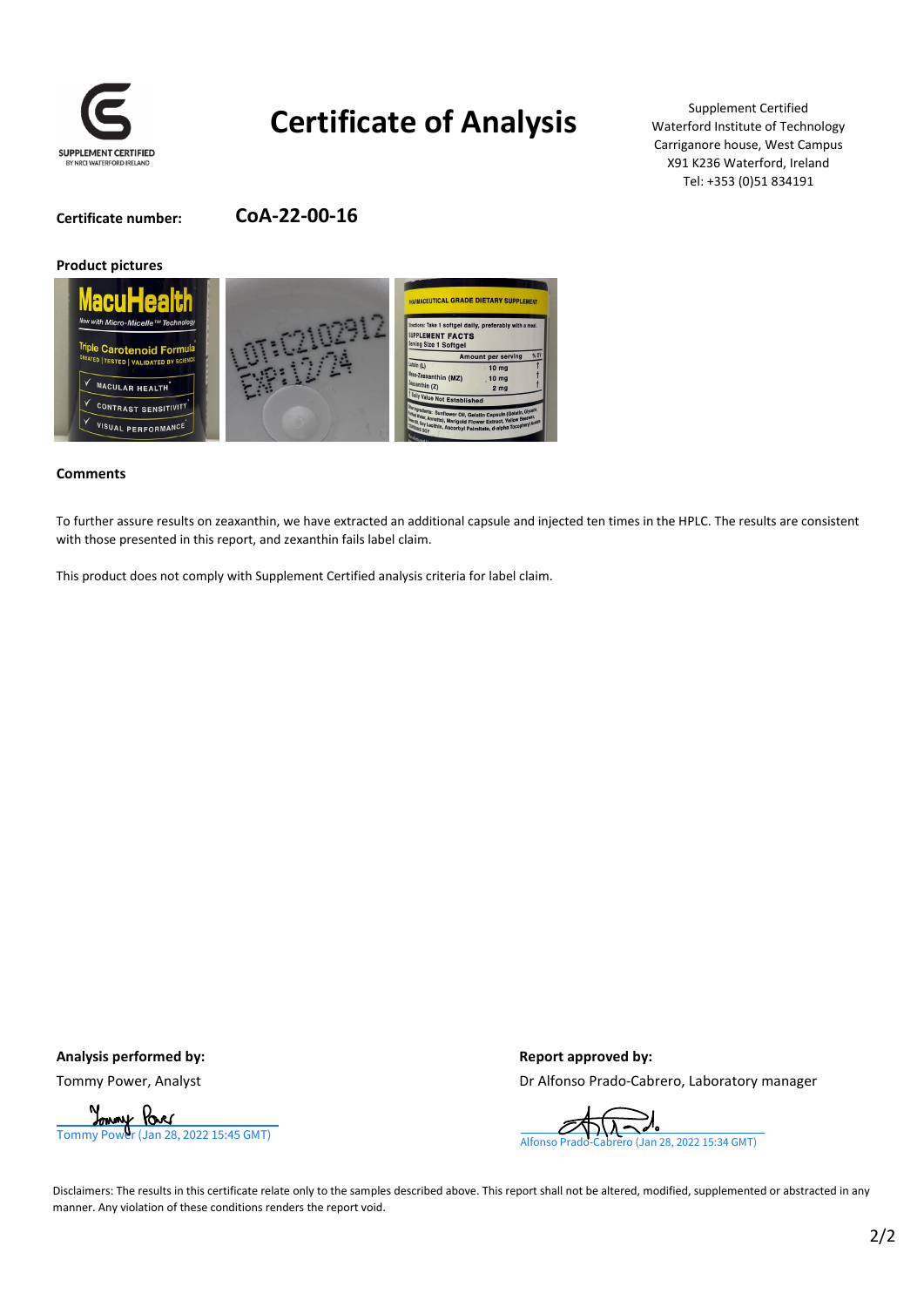# Certificate of Analysis

Supplement Certified
Waterford Institute of Technology
Carriganore house, West Campus
X91 K236 Waterford, Ireland
Tel: +353 (0)51 834191

**Certificate number:** **CoA-22-00-16**

**Product pictures**

**Comments**

To further assure results on zeaxanthin, we have extracted an additional capsule and injected ten times in the HPLC. The results are consistent with those presented in this report, and zexanthin fails label claim.

This product does not comply with Supplement Certified analysis criteria for label claim.

**Analysis performed by:**

Tommy Power, Analyst

Tommy Power (Jan 28, 2022 15:45 GMT)

**Report approved by:**

Dr Alfonso Prado-Cabrero, Laboratory manager

Alfonso Prado-Cabrero (Jan 28, 2022 15:34 GMT)

Disclaimers: The results in this certificate relate only to the samples described above. This report shall not be altered, modified, supplemented or abstracted in any manner. Any violation of these conditions renders the report void.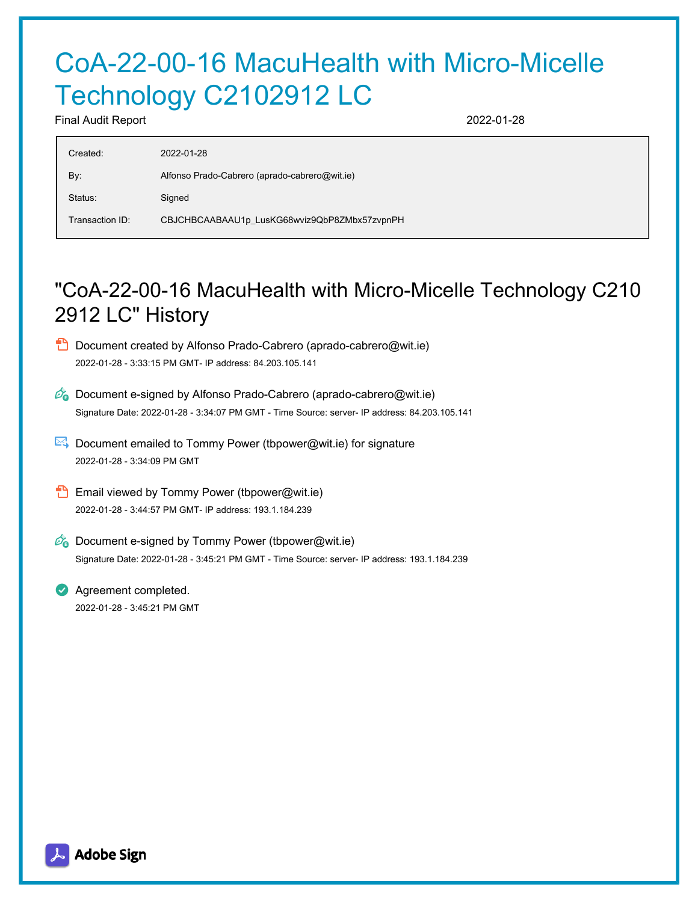# CoA-22-00-16 MacuHealth with Micro-Micelle Technology C2102912 LC

Final Audit Report 2022-01-28

| | |
|---|---|
| Created: | 2022-01-28 |
| By: | Alfonso Prado-Cabrero (aprado-cabrero@wit.ie) |
| Status: | Signed |
| Transaction ID: | CBJCHBCAABAAU1p_LusKG68wviz9QbP8ZMbx57zvpnPH |

## "CoA-22-00-16 MacuHealth with Micro-Micelle Technology C2102912 LC" History

- Document created by Alfonso Prado-Cabrero (aprado-cabrero@wit.ie)
  2022-01-28 - 3:33:15 PM GMT- IP address: 84.203.105.141

- Document e-signed by Alfonso Prado-Cabrero (aprado-cabrero@wit.ie)
  Signature Date: 2022-01-28 - 3:34:07 PM GMT - Time Source: server- IP address: 84.203.105.141

- Document emailed to Tommy Power (tbpower@wit.ie) for signature
  2022-01-28 - 3:34:09 PM GMT

- Email viewed by Tommy Power (tbpower@wit.ie)
  2022-01-28 - 3:44:57 PM GMT- IP address: 193.1.184.239

- Document e-signed by Tommy Power (tbpower@wit.ie)
  Signature Date: 2022-01-28 - 3:45:21 PM GMT - Time Source: server- IP address: 193.1.184.239

- Agreement completed.
  2022-01-28 - 3:45:21 PM GMT

Adobe Sign